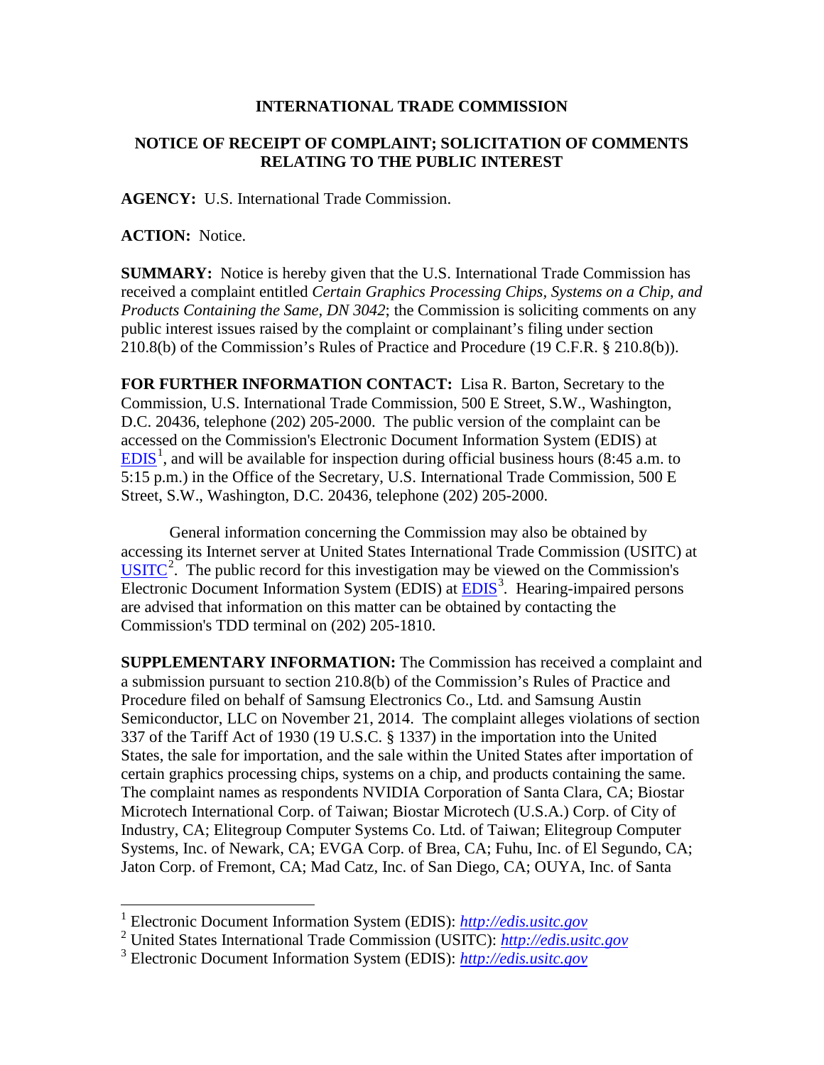**INTERNATIONAL TRADE COMMISSION**

**NOTICE OF RECEIPT OF COMPLAINT; SOLICITATION OF COMMENTS RELATING TO THE PUBLIC INTEREST**

**AGENCY:** U.S. International Trade Commission.

**ACTION:** Notice.

**SUMMARY:** Notice is hereby given that the U.S. International Trade Commission has received a complaint entitled *Certain Graphics Processing Chips, Systems on a Chip, and Products Containing the Same, DN 3042*; the Commission is soliciting comments on any public interest issues raised by the complaint or complainant's filing under section 210.8(b) of the Commission's Rules of Practice and Procedure (19 C.F.R. § 210.8(b)).

**FOR FURTHER INFORMATION CONTACT:** Lisa R. Barton, Secretary to the Commission, U.S. International Trade Commission, 500 E Street, S.W., Washington, D.C. 20436, telephone (202) 205-2000. The public version of the complaint can be accessed on the Commission's Electronic Document Information System (EDIS) at EDIS[1], and will be available for inspection during official business hours (8:45 a.m. to 5:15 p.m.) in the Office of the Secretary, U.S. International Trade Commission, 500 E Street, S.W., Washington, D.C. 20436, telephone (202) 205-2000.

General information concerning the Commission may also be obtained by accessing its Internet server at United States International Trade Commission (USITC) at USITC[2]. The public record for this investigation may be viewed on the Commission's Electronic Document Information System (EDIS) at EDIS[3]. Hearing-impaired persons are advised that information on this matter can be obtained by contacting the Commission's TDD terminal on (202) 205-1810.

**SUPPLEMENTARY INFORMATION:** The Commission has received a complaint and a submission pursuant to section 210.8(b) of the Commission's Rules of Practice and Procedure filed on behalf of Samsung Electronics Co., Ltd. and Samsung Austin Semiconductor, LLC on November 21, 2014. The complaint alleges violations of section 337 of the Tariff Act of 1930 (19 U.S.C. § 1337) in the importation into the United States, the sale for importation, and the sale within the United States after importation of certain graphics processing chips, systems on a chip, and products containing the same. The complaint names as respondents NVIDIA Corporation of Santa Clara, CA; Biostar Microtech International Corp. of Taiwan; Biostar Microtech (U.S.A.) Corp. of City of Industry, CA; Elitegroup Computer Systems Co. Ltd. of Taiwan; Elitegroup Computer Systems, Inc. of Newark, CA; EVGA Corp. of Brea, CA; Fuhu, Inc. of El Segundo, CA; Jaton Corp. of Fremont, CA; Mad Catz, Inc. of San Diego, CA; OUYA, Inc. of Santa

---

[1] Electronic Document Information System (EDIS): *http://edis.usitc.gov*

[2] United States International Trade Commission (USITC): *http://edis.usitc.gov*

[3] Electronic Document Information System (EDIS): *http://edis.usitc.gov*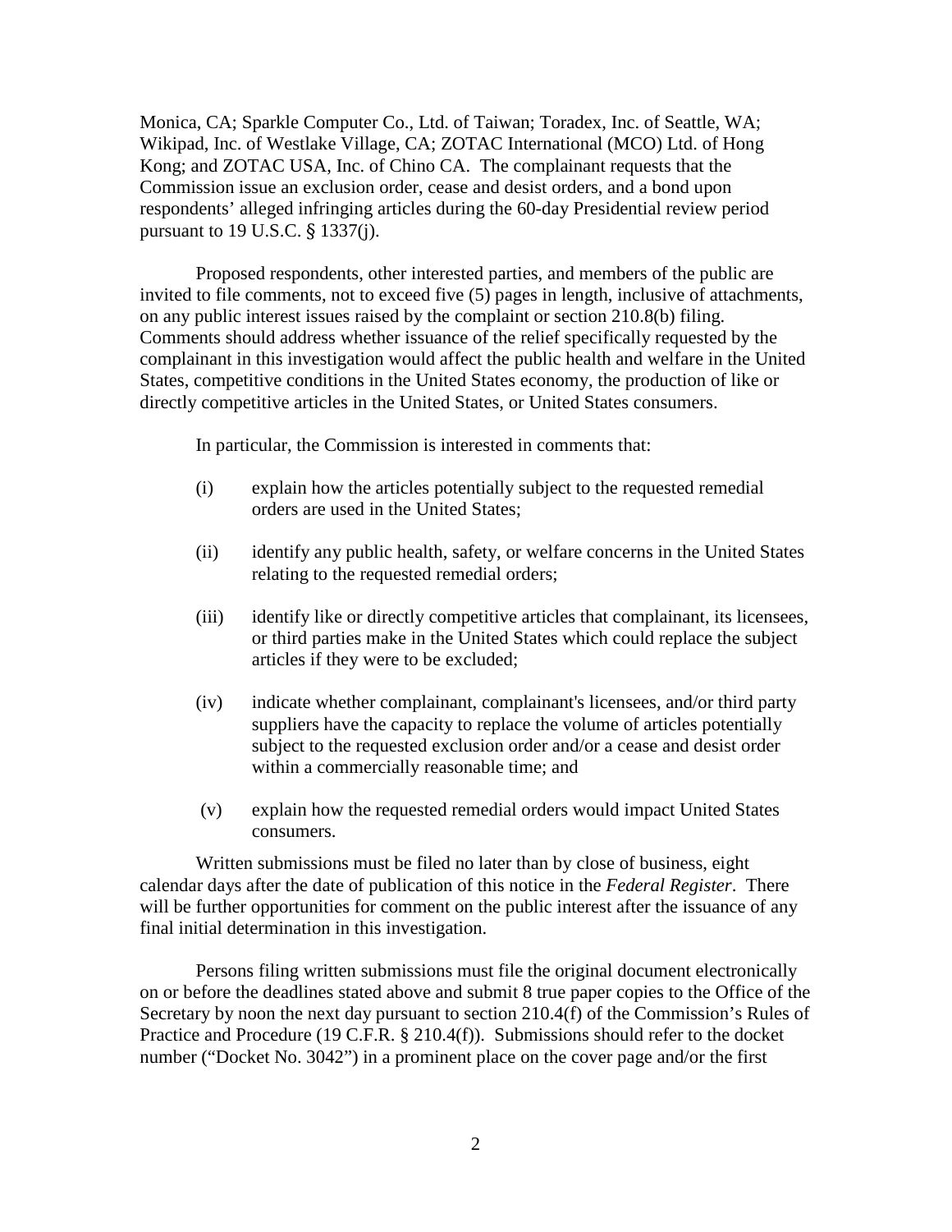Monica, CA; Sparkle Computer Co., Ltd. of Taiwan; Toradex, Inc. of Seattle, WA; Wikipad, Inc. of Westlake Village, CA; ZOTAC International (MCO) Ltd. of Hong Kong; and ZOTAC USA, Inc. of Chino CA. The complainant requests that the Commission issue an exclusion order, cease and desist orders, and a bond upon respondents' alleged infringing articles during the 60-day Presidential review period pursuant to 19 U.S.C. § 1337(j).

Proposed respondents, other interested parties, and members of the public are invited to file comments, not to exceed five (5) pages in length, inclusive of attachments, on any public interest issues raised by the complaint or section 210.8(b) filing. Comments should address whether issuance of the relief specifically requested by the complainant in this investigation would affect the public health and welfare in the United States, competitive conditions in the United States economy, the production of like or directly competitive articles in the United States, or United States consumers.

In particular, the Commission is interested in comments that:

(i) explain how the articles potentially subject to the requested remedial orders are used in the United States;

(ii) identify any public health, safety, or welfare concerns in the United States relating to the requested remedial orders;

(iii) identify like or directly competitive articles that complainant, its licensees, or third parties make in the United States which could replace the subject articles if they were to be excluded;

(iv) indicate whether complainant, complainant's licensees, and/or third party suppliers have the capacity to replace the volume of articles potentially subject to the requested exclusion order and/or a cease and desist order within a commercially reasonable time; and

(v) explain how the requested remedial orders would impact United States consumers.

Written submissions must be filed no later than by close of business, eight calendar days after the date of publication of this notice in the *Federal Register*. There will be further opportunities for comment on the public interest after the issuance of any final initial determination in this investigation.

Persons filing written submissions must file the original document electronically on or before the deadlines stated above and submit 8 true paper copies to the Office of the Secretary by noon the next day pursuant to section 210.4(f) of the Commission's Rules of Practice and Procedure (19 C.F.R. § 210.4(f)). Submissions should refer to the docket number ("Docket No. 3042") in a prominent place on the cover page and/or the first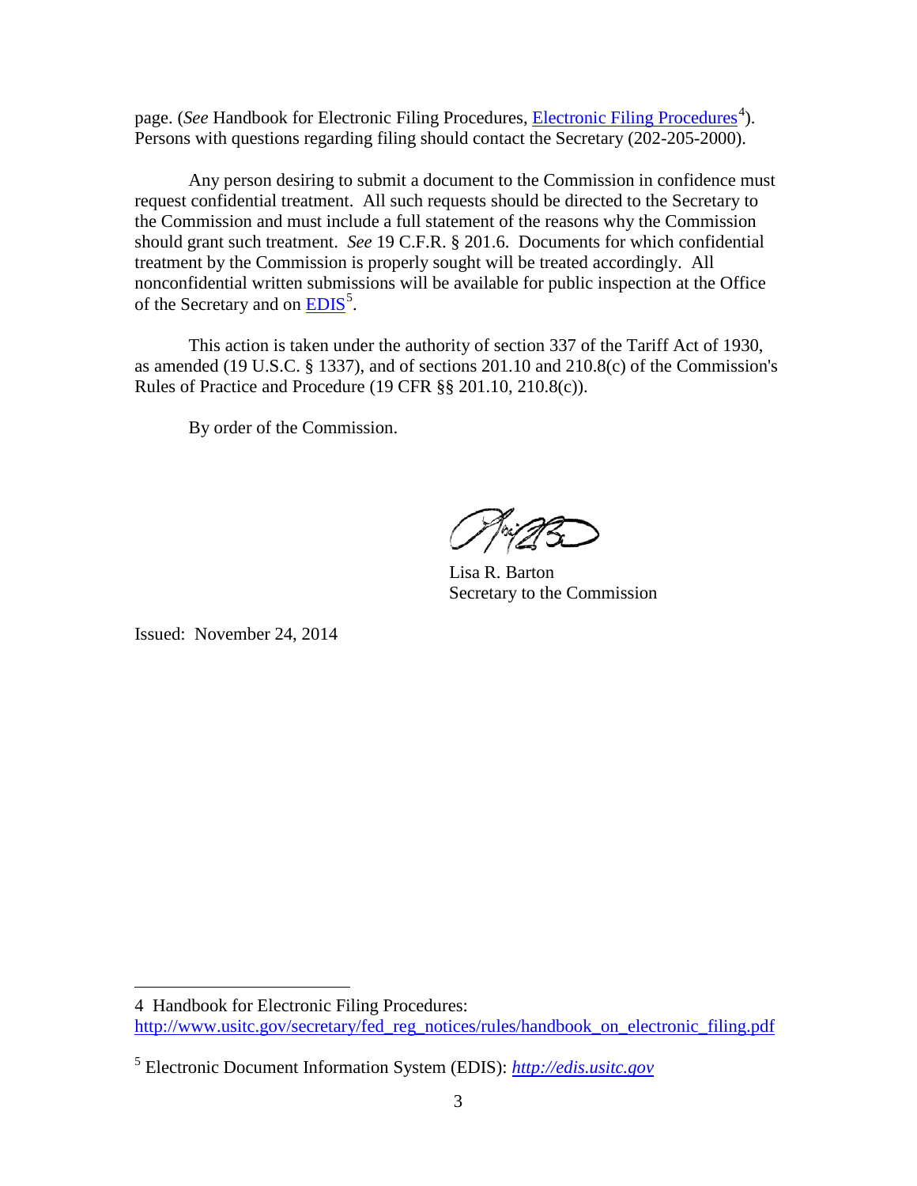page. (*See* Handbook for Electronic Filing Procedures, Electronic Filing Procedures[4]). Persons with questions regarding filing should contact the Secretary (202-205-2000).

Any person desiring to submit a document to the Commission in confidence must request confidential treatment. All such requests should be directed to the Secretary to the Commission and must include a full statement of the reasons why the Commission should grant such treatment. *See* 19 C.F.R. § 201.6. Documents for which confidential treatment by the Commission is properly sought will be treated accordingly. All nonconfidential written submissions will be available for public inspection at the Office of the Secretary and on EDIS[5].

This action is taken under the authority of section 337 of the Tariff Act of 1930, as amended (19 U.S.C. § 1337), and of sections 201.10 and 210.8(c) of the Commission's Rules of Practice and Procedure (19 CFR §§ 201.10, 210.8(c)).

By order of the Commission.

Lisa R. Barton
Secretary to the Commission

Issued: November 24, 2014

---

4 Handbook for Electronic Filing Procedures: http://www.usitc.gov/secretary/fed_reg_notices/rules/handbook_on_electronic_filing.pdf

5 Electronic Document Information System (EDIS): *http://edis.usitc.gov*